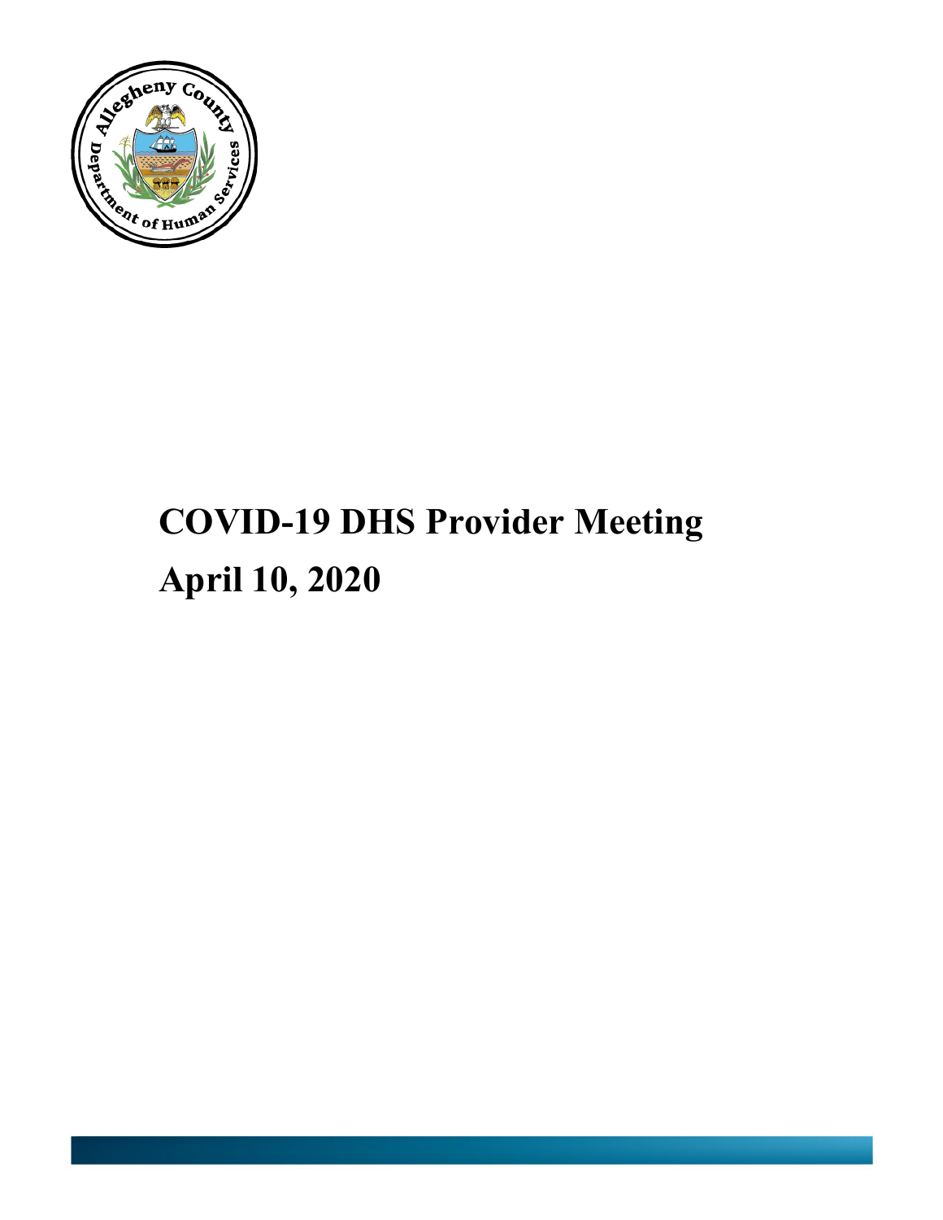# COVID-19 DHS Provider Meeting
# April 10, 2020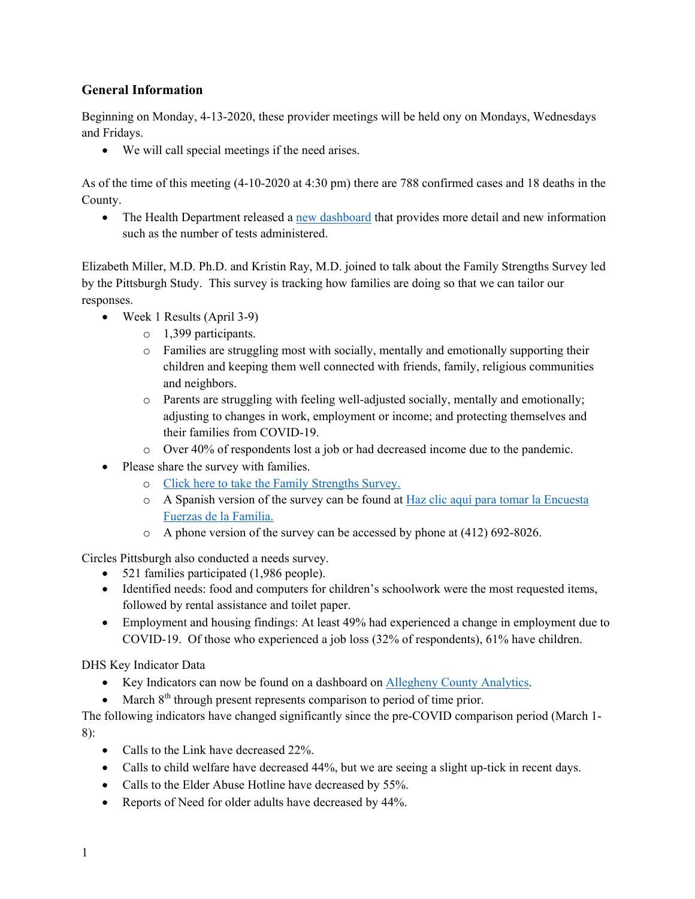## General Information

Beginning on Monday, 4-13-2020, these provider meetings will be held ony on Mondays, Wednesdays and Fridays.

- We will call special meetings if the need arises.

As of the time of this meeting (4-10-2020 at 4:30 pm) there are 788 confirmed cases and 18 deaths in the County.

- The Health Department released a new dashboard that provides more detail and new information such as the number of tests administered.

Elizabeth Miller, M.D. Ph.D. and Kristin Ray, M.D. joined to talk about the Family Strengths Survey led by the Pittsburgh Study. This survey is tracking how families are doing so that we can tailor our responses.

- Week 1 Results (April 3-9)
  - 1,399 participants.
  - Families are struggling most with socially, mentally and emotionally supporting their children and keeping them well connected with friends, family, religious communities and neighbors.
  - Parents are struggling with feeling well-adjusted socially, mentally and emotionally; adjusting to changes in work, employment or income; and protecting themselves and their families from COVID-19.
  - Over 40% of respondents lost a job or had decreased income due to the pandemic.
- Please share the survey with families.
  - Click here to take the Family Strengths Survey.
  - A Spanish version of the survey can be found at Haz clic aquí para tomar la Encuesta Fuerzas de la Familia.
  - A phone version of the survey can be accessed by phone at (412) 692-8026.

Circles Pittsburgh also conducted a needs survey.

- 521 families participated (1,986 people).
- Identified needs: food and computers for children's schoolwork were the most requested items, followed by rental assistance and toilet paper.
- Employment and housing findings: At least 49% had experienced a change in employment due to COVID-19. Of those who experienced a job loss (32% of respondents), 61% have children.

DHS Key Indicator Data

- Key Indicators can now be found on a dashboard on Allegheny County Analytics.
- March 8th through present represents comparison to period of time prior.

The following indicators have changed significantly since the pre-COVID comparison period (March 1-8):

- Calls to the Link have decreased 22%.
- Calls to child welfare have decreased 44%, but we are seeing a slight up-tick in recent days.
- Calls to the Elder Abuse Hotline have decreased by 55%.
- Reports of Need for older adults have decreased by 44%.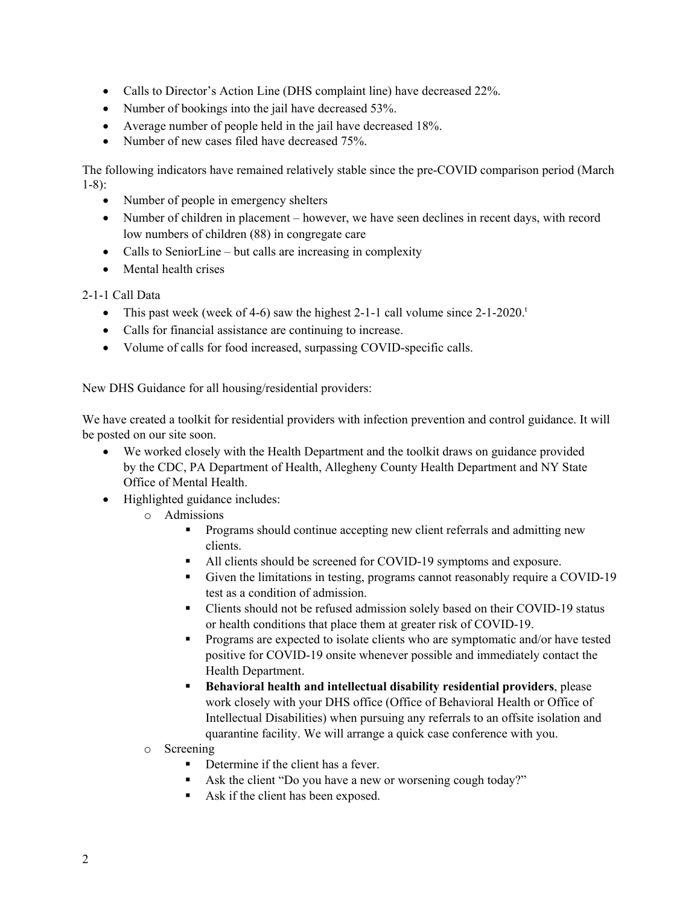- Calls to Director's Action Line (DHS complaint line) have decreased 22%.
- Number of bookings into the jail have decreased 53%.
- Average number of people held in the jail have decreased 18%.
- Number of new cases filed have decreased 75%.

The following indicators have remained relatively stable since the pre-COVID comparison period (March 1-8):

- Number of people in emergency shelters
- Number of children in placement – however, we have seen declines in recent days, with record low numbers of children (88) in congregate care
- Calls to SeniorLine – but calls are increasing in complexity
- Mental health crises

2-1-1 Call Data

- This past week (week of 4-6) saw the highest 2-1-1 call volume since 2-1-2020.[1]
- Calls for financial assistance are continuing to increase.
- Volume of calls for food increased, surpassing COVID-specific calls.

New DHS Guidance for all housing/residential providers:

We have created a toolkit for residential providers with infection prevention and control guidance. It will be posted on our site soon.

- We worked closely with the Health Department and the toolkit draws on guidance provided by the CDC, PA Department of Health, Allegheny County Health Department and NY State Office of Mental Health.
- Highlighted guidance includes:
  - Admissions
    - Programs should continue accepting new client referrals and admitting new clients.
    - All clients should be screened for COVID-19 symptoms and exposure.
    - Given the limitations in testing, programs cannot reasonably require a COVID-19 test as a condition of admission.
    - Clients should not be refused admission solely based on their COVID-19 status or health conditions that place them at greater risk of COVID-19.
    - Programs are expected to isolate clients who are symptomatic and/or have tested positive for COVID-19 onsite whenever possible and immediately contact the Health Department.
    - **Behavioral health and intellectual disability residential providers**, please work closely with your DHS office (Office of Behavioral Health or Office of Intellectual Disabilities) when pursuing any referrals to an offsite isolation and quarantine facility. We will arrange a quick case conference with you.
  - Screening
    - Determine if the client has a fever.
    - Ask the client "Do you have a new or worsening cough today?"
    - Ask if the client has been exposed.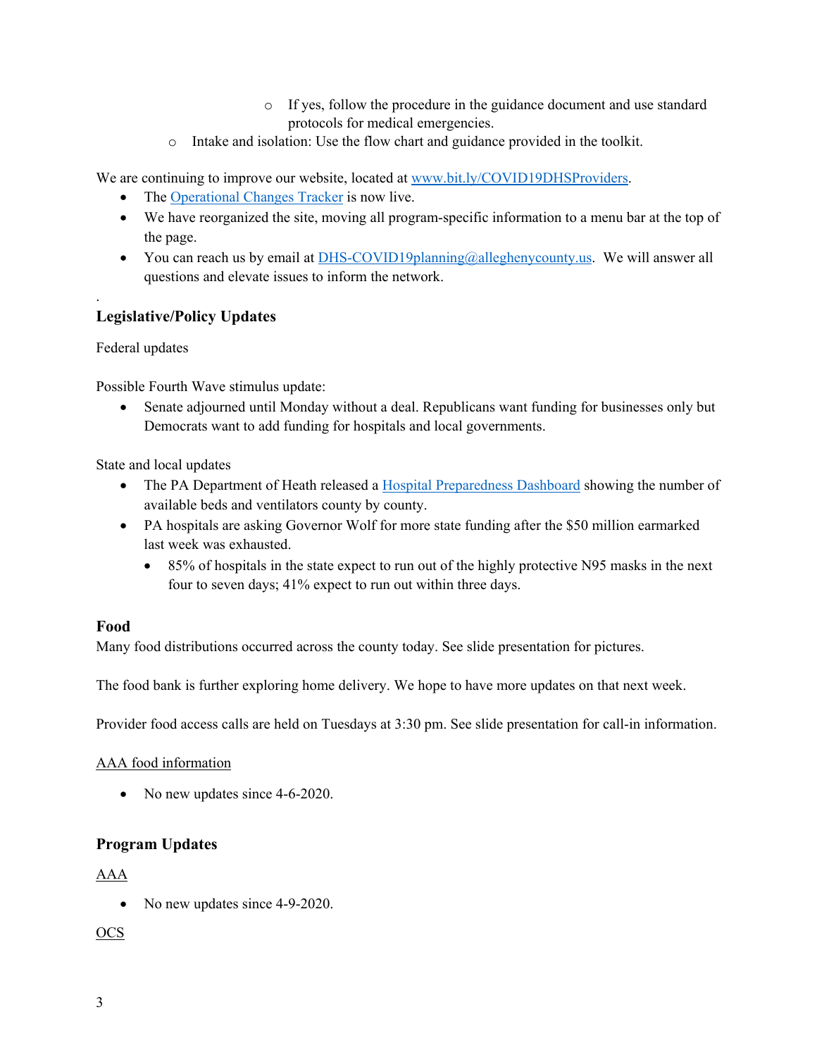- If yes, follow the procedure in the guidance document and use standard protocols for medical emergencies.
- Intake and isolation: Use the flow chart and guidance provided in the toolkit.

We are continuing to improve our website, located at www.bit.ly/COVID19DHSProviders.

- The Operational Changes Tracker is now live.
- We have reorganized the site, moving all program-specific information to a menu bar at the top of the page.
- You can reach us by email at DHS-COVID19planning@alleghenycounty.us. We will answer all questions and elevate issues to inform the network.

.

## Legislative/Policy Updates

Federal updates

Possible Fourth Wave stimulus update:

- Senate adjourned until Monday without a deal. Republicans want funding for businesses only but Democrats want to add funding for hospitals and local governments.

State and local updates

- The PA Department of Heath released a Hospital Preparedness Dashboard showing the number of available beds and ventilators county by county.
- PA hospitals are asking Governor Wolf for more state funding after the $50 million earmarked last week was exhausted.
  - 85% of hospitals in the state expect to run out of the highly protective N95 masks in the next four to seven days; 41% expect to run out within three days.

## Food

Many food distributions occurred across the county today. See slide presentation for pictures.

The food bank is further exploring home delivery. We hope to have more updates on that next week.

Provider food access calls are held on Tuesdays at 3:30 pm. See slide presentation for call-in information.

AAA food information

- No new updates since 4-6-2020.

## Program Updates

AAA

- No new updates since 4-9-2020.

OCS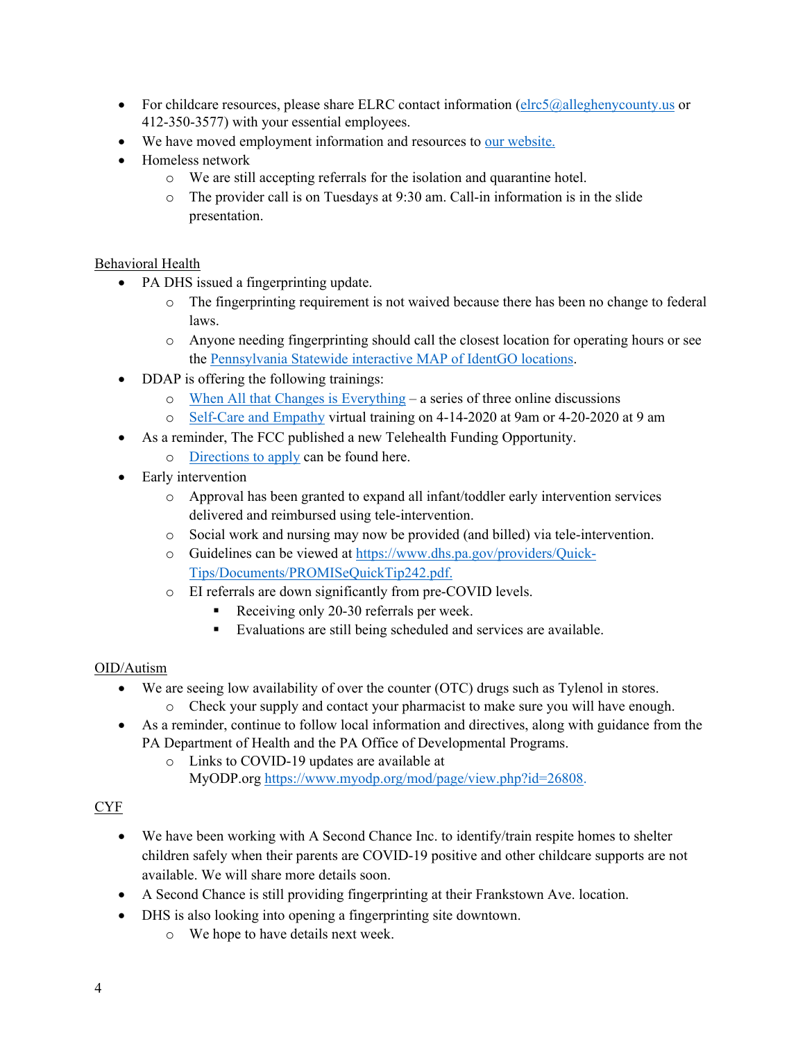- For childcare resources, please share ELRC contact information (elrc5@alleghenycounty.us or 412-350-3577) with your essential employees.
- We have moved employment information and resources to our website.
- Homeless network
    - We are still accepting referrals for the isolation and quarantine hotel.
    - The provider call is on Tuesdays at 9:30 am. Call-in information is in the slide presentation.

Behavioral Health

- PA DHS issued a fingerprinting update.
    - The fingerprinting requirement is not waived because there has been no change to federal laws.
    - Anyone needing fingerprinting should call the closest location for operating hours or see the Pennsylvania Statewide interactive MAP of IdentGO locations.
- DDAP is offering the following trainings:
    - When All that Changes is Everything – a series of three online discussions
    - Self-Care and Empathy virtual training on 4-14-2020 at 9am or 4-20-2020 at 9 am
- As a reminder, The FCC published a new Telehealth Funding Opportunity.
    - Directions to apply can be found here.
- Early intervention
    - Approval has been granted to expand all infant/toddler early intervention services delivered and reimbursed using tele-intervention.
    - Social work and nursing may now be provided (and billed) via tele-intervention.
    - Guidelines can be viewed at https://www.dhs.pa.gov/providers/Quick-Tips/Documents/PROMISeQuickTip242.pdf.
    - EI referrals are down significantly from pre-COVID levels.
        - Receiving only 20-30 referrals per week.
        - Evaluations are still being scheduled and services are available.

OID/Autism

- We are seeing low availability of over the counter (OTC) drugs such as Tylenol in stores.
    - Check your supply and contact your pharmacist to make sure you will have enough.
- As a reminder, continue to follow local information and directives, along with guidance from the PA Department of Health and the PA Office of Developmental Programs.
    - Links to COVID-19 updates are available at MyODP.org https://www.myodp.org/mod/page/view.php?id=26808.

CYF

- We have been working with A Second Chance Inc. to identify/train respite homes to shelter children safely when their parents are COVID-19 positive and other childcare supports are not available. We will share more details soon.
- A Second Chance is still providing fingerprinting at their Frankstown Ave. location.
- DHS is also looking into opening a fingerprinting site downtown.
    - We hope to have details next week.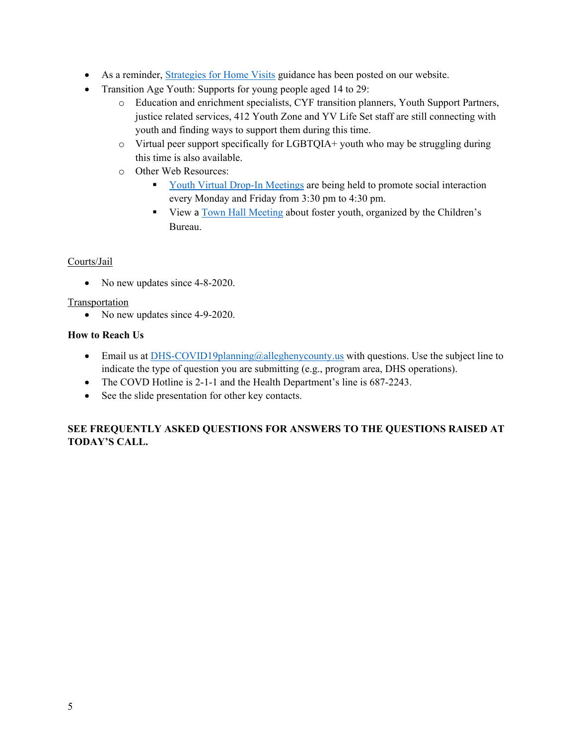- As a reminder, Strategies for Home Visits guidance has been posted on our website.
- Transition Age Youth: Supports for young people aged 14 to 29:
  - Education and enrichment specialists, CYF transition planners, Youth Support Partners, justice related services, 412 Youth Zone and YV Life Set staff are still connecting with youth and finding ways to support them during this time.
  - Virtual peer support specifically for LGBTQIA+ youth who may be struggling during this time is also available.
  - Other Web Resources:
    - Youth Virtual Drop-In Meetings are being held to promote social interaction every Monday and Friday from 3:30 pm to 4:30 pm.
    - View a Town Hall Meeting about foster youth, organized by the Children's Bureau.

<u>Courts/Jail</u>

- No new updates since 4-8-2020.

<u>Transportation</u>

- No new updates since 4-9-2020.

**How to Reach Us**

- Email us at DHS-COVID19planning@alleghenycounty.us with questions. Use the subject line to indicate the type of question you are submitting (e.g., program area, DHS operations).
- The COVD Hotline is 2-1-1 and the Health Department's line is 687-2243.
- See the slide presentation for other key contacts.

**SEE FREQUENTLY ASKED QUESTIONS FOR ANSWERS TO THE QUESTIONS RAISED AT TODAY'S CALL.**